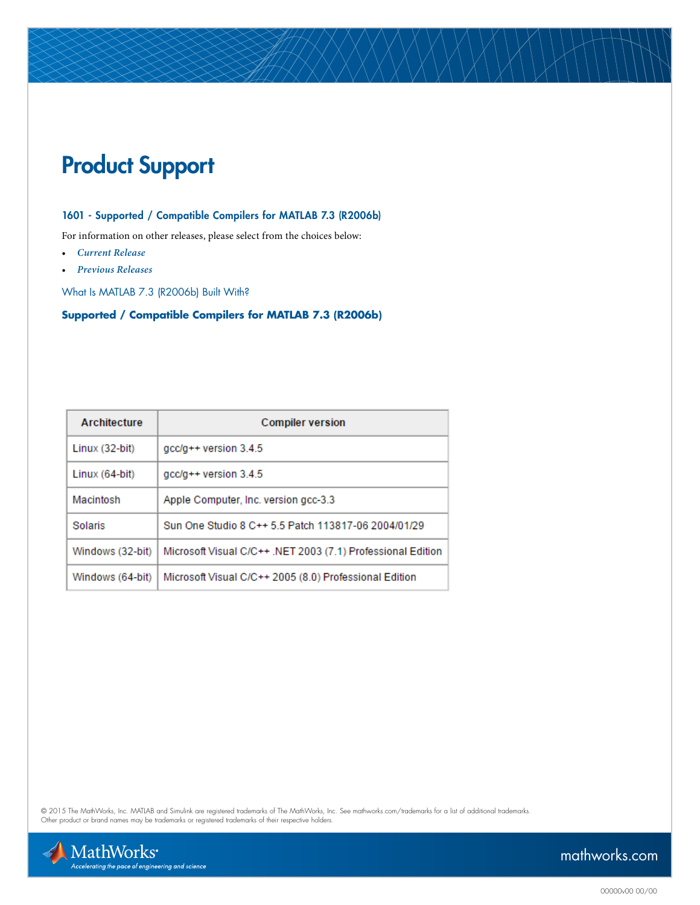# Product Support

### 1601 - Supported / Compatible Compilers for MATLAB 7.3 (R2006b)

For information on other releases, please select from the choices below:

- *Current Release*
- *Previous Releases*

What Is MATLAB 7.3 (R2006b) Built With?

**Supported / Compatible Compilers for MATLAB 7.3 (R2006b)**

| Architecture | Compiler version |
| --- | --- |
| Linux (32-bit) | gcc/g++ version 3.4.5 |
| Linux (64-bit) | gcc/g++ version 3.4.5 |
| Macintosh | Apple Computer, Inc. version gcc-3.3 |
| Solaris | Sun One Studio 8 C++ 5.5 Patch 113817-06 2004/01/29 |
| Windows (32-bit) | Microsoft Visual C/C++ .NET 2003 (7.1) Professional Edition |
| Windows (64-bit) | Microsoft Visual C/C++ 2005 (8.0) Professional Edition |

© 2015 The MathWorks, Inc. MATLAB and Simulink are registered trademarks of The MathWorks, Inc. See mathworks.com/trademarks for a list of additional trademarks. Other product or brand names may be trademarks or registered trademarks of their respective holders.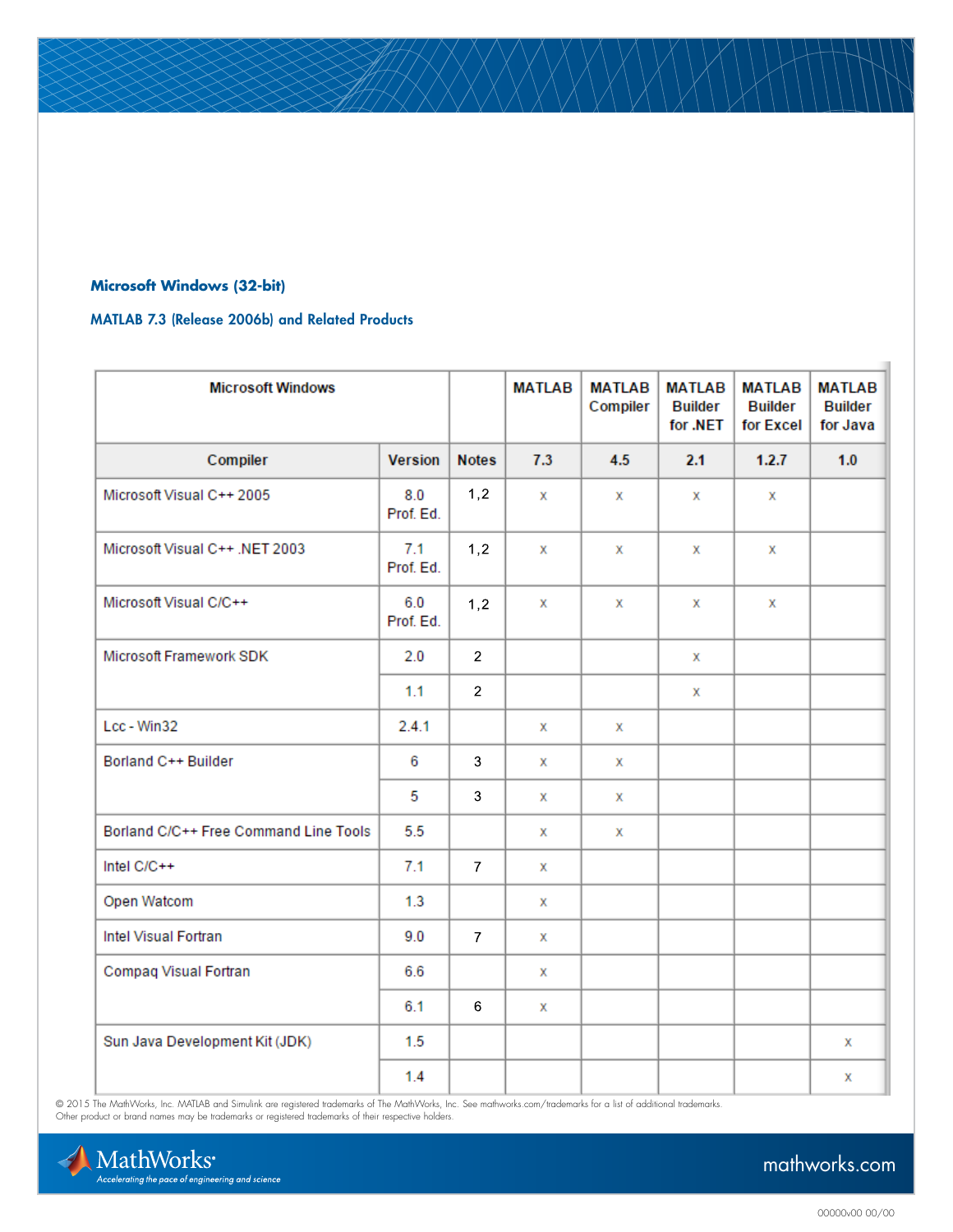**Microsoft Windows (32-bit)**

MATLAB 7.3 (Release 2006b) and Related Products

| Microsoft Windows | | | MATLAB | MATLAB Compiler | MATLAB Builder for .NET | MATLAB Builder for Excel | MATLAB Builder for Java |
|---|---|---|---|---|---|---|---|
| **Compiler** | **Version** | **Notes** | **7.3** | **4.5** | **2.1** | **1.2.7** | **1.0** |
| Microsoft Visual C++ 2005 | 8.0 Prof. Ed. | 1,2 | x | x | x | x | |
| Microsoft Visual C++ .NET 2003 | 7.1 Prof. Ed. | 1,2 | x | x | x | x | |
| Microsoft Visual C/C++ | 6.0 Prof. Ed. | 1,2 | x | x | x | x | |
| Microsoft Framework SDK | 2.0 | 2 | | | x | | |
| | 1.1 | 2 | | | x | | |
| Lcc - Win32 | 2.4.1 | | x | x | | | |
| Borland C++ Builder | 6 | 3 | x | x | | | |
| | 5 | 3 | x | x | | | |
| Borland C/C++ Free Command Line Tools | 5.5 | | x | x | | | |
| Intel C/C++ | 7.1 | 7 | x | | | | |
| Open Watcom | 1.3 | | x | | | | |
| Intel Visual Fortran | 9.0 | 7 | x | | | | |
| Compaq Visual Fortran | 6.6 | | x | | | | |
| | 6.1 | 6 | x | | | | |
| Sun Java Development Kit (JDK) | 1.5 | | | | | | x |
| | 1.4 | | | | | | x |

© 2015 The MathWorks, Inc. MATLAB and Simulink are registered trademarks of The MathWorks, Inc. See mathworks.com/trademarks for a list of additional trademarks. Other product or brand names may be trademarks or registered trademarks of their respective holders.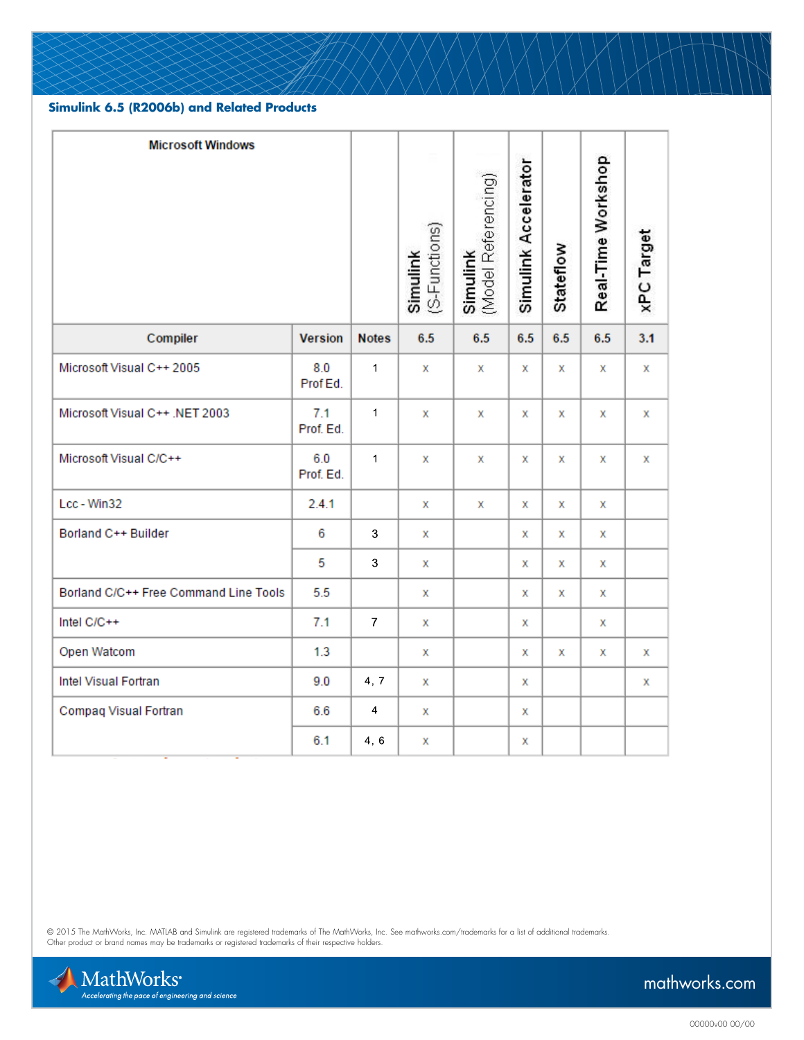## Simulink 6.5 (R2006b) and Related Products

| Microsoft Windows | | | Simulink (S-Functions) | Simulink (Model Referencing) | Simulink Accelerator | Stateflow | Real-Time Workshop | xPC Target |
|---|---|---|---|---|---|---|---|---|
| **Compiler** | **Version** | **Notes** | **6.5** | **6.5** | **6.5** | **6.5** | **6.5** | **3.1** |
| Microsoft Visual C++ 2005 | 8.0 Prof Ed. | 1 | x | x | x | x | x | x |
| Microsoft Visual C++ .NET 2003 | 7.1 Prof. Ed. | 1 | x | x | x | x | x | x |
| Microsoft Visual C/C++ | 6.0 Prof. Ed. | 1 | x | x | x | x | x | x |
| Lcc - Win32 | 2.4.1 | | x | x | x | x | x | |
| Borland C++ Builder | 6 | 3 | x | | x | x | x | |
| | 5 | 3 | x | | x | x | x | |
| Borland C/C++ Free Command Line Tools | 5.5 | | x | | x | x | x | |
| Intel C/C++ | 7.1 | 7 | x | | x | | x | |
| Open Watcom | 1.3 | | x | | x | x | x | x |
| Intel Visual Fortran | 9.0 | 4, 7 | x | | x | | | x |
| Compaq Visual Fortran | 6.6 | 4 | x | | x | | | |
| | 6.1 | 4, 6 | x | | x | | | |

© 2015 The MathWorks, Inc. MATLAB and Simulink are registered trademarks of The MathWorks, Inc. See mathworks.com/trademarks for a list of additional trademarks. Other product or brand names may be trademarks or registered trademarks of their respective holders.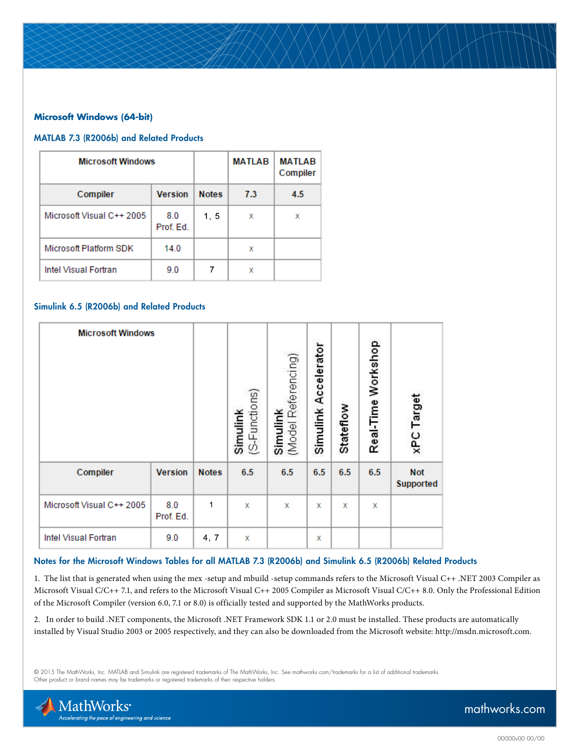### Microsoft Windows (64-bit)

#### MATLAB 7.3 (R2006b) and Related Products

| Microsoft Windows | | | MATLAB | MATLAB Compiler |
|---|---|---|---|---|
| **Compiler** | **Version** | **Notes** | **7.3** | **4.5** |
| Microsoft Visual C++ 2005 | 8.0 Prof. Ed. | 1, 5 | x | x |
| Microsoft Platform SDK | 14.0 | | x | |
| Intel Visual Fortran | 9.0 | 7 | x | |

#### Simulink 6.5 (R2006b) and Related Products

| Microsoft Windows | | | Simulink (S-Functions) | Simulink (Model Referencing) | Simulink Accelerator | Stateflow | Real-Time Workshop | xPC Target |
|---|---|---|---|---|---|---|---|---|
| **Compiler** | **Version** | **Notes** | **6.5** | **6.5** | **6.5** | **6.5** | **6.5** | **Not Supported** |
| Microsoft Visual C++ 2005 | 8.0 Prof. Ed. | 1 | x | x | x | x | x | |
| Intel Visual Fortran | 9.0 | 4, 7 | x | | x | | | |

#### Notes for the Microsoft Windows Tables for all MATLAB 7.3 (R2006b) and Simulink 6.5 (R2006b) Related Products

1. The list that is generated when using the mex -setup and mbuild -setup commands refers to the Microsoft Visual C++ .NET 2003 Compiler as Microsoft Visual C/C++ 7.1, and refers to the Microsoft Visual C++ 2005 Compiler as Microsoft Visual C/C++ 8.0. Only the Professional Edition of the Microsoft Compiler (version 6.0, 7.1 or 8.0) is officially tested and supported by the MathWorks products.

2. In order to build .NET components, the Microsoft .NET Framework SDK 1.1 or 2.0 must be installed. These products are automatically installed by Visual Studio 2003 or 2005 respectively, and they can also be downloaded from the Microsoft website: http://msdn.microsoft.com.

© 2015 The MathWorks, Inc. MATLAB and Simulink are registered trademarks of The MathWorks, Inc. See mathworks.com/trademarks for a list of additional trademarks. Other product or brand names may be trademarks or registered trademarks of their respective holders.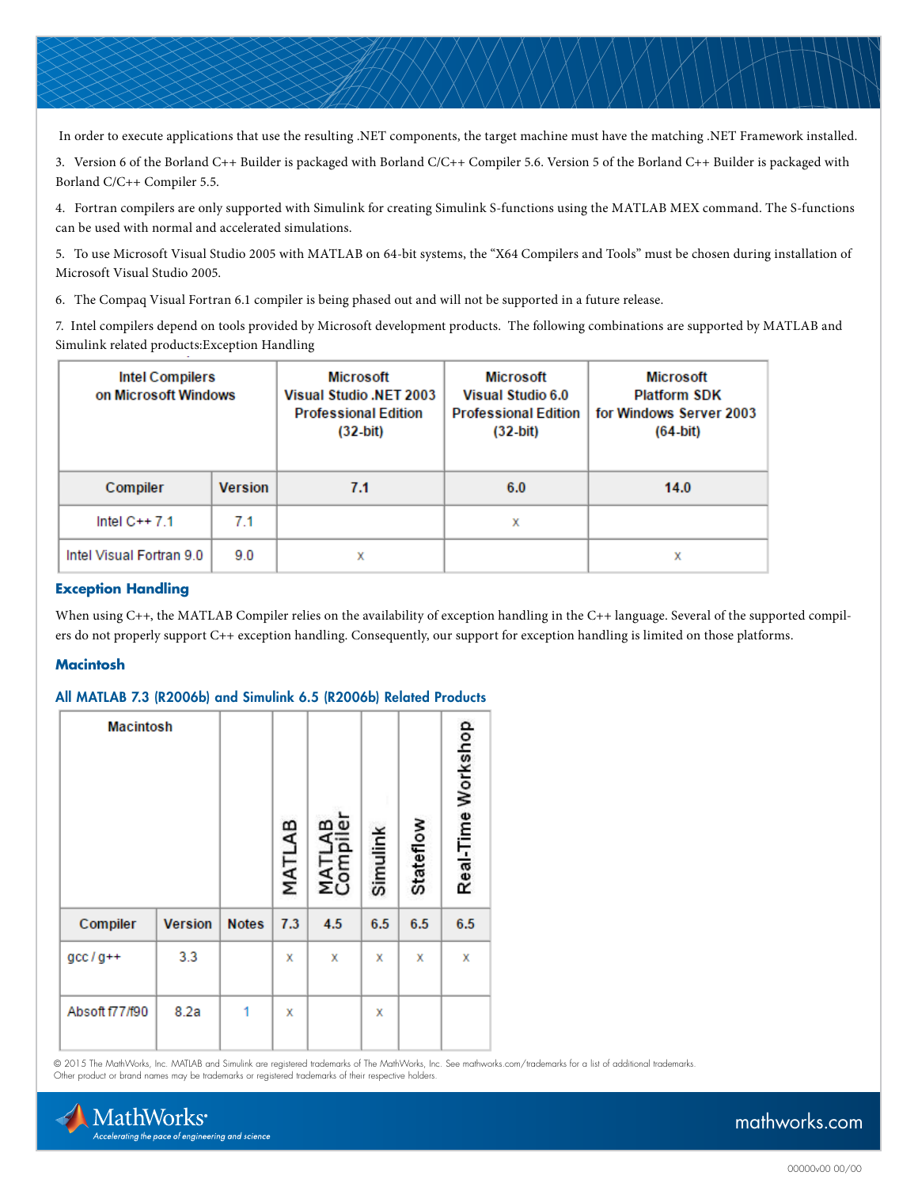In order to execute applications that use the resulting .NET components, the target machine must have the matching .NET Framework installed.

3. Version 6 of the Borland C++ Builder is packaged with Borland C/C++ Compiler 5.6. Version 5 of the Borland C++ Builder is packaged with Borland C/C++ Compiler 5.5.

4. Fortran compilers are only supported with Simulink for creating Simulink S-functions using the MATLAB MEX command. The S-functions can be used with normal and accelerated simulations.

5. To use Microsoft Visual Studio 2005 with MATLAB on 64-bit systems, the "X64 Compilers and Tools" must be chosen during installation of Microsoft Visual Studio 2005.

6. The Compaq Visual Fortran 6.1 compiler is being phased out and will not be supported in a future release.

7. Intel compilers depend on tools provided by Microsoft development products. The following combinations are supported by MATLAB and Simulink related products:Exception Handling

| Intel Compilers on Microsoft Windows | | Microsoft Visual Studio .NET 2003 Professional Edition (32-bit) | Microsoft Visual Studio 6.0 Professional Edition (32-bit) | Microsoft Platform SDK for Windows Server 2003 (64-bit) |
|---|---|---|---|---|
| **Compiler** | **Version** | **7.1** | **6.0** | **14.0** |
| Intel C++ 7.1 | 7.1 | | x | |
| Intel Visual Fortran 9.0 | 9.0 | x | | x |

### Exception Handling

When using C++, the MATLAB Compiler relies on the availability of exception handling in the C++ language. Several of the supported compilers do not properly support C++ exception handling. Consequently, our support for exception handling is limited on those platforms.

### Macintosh

#### All MATLAB 7.3 (R2006b) and Simulink 6.5 (R2006b) Related Products

| Macintosh | | | MATLAB | MATLAB Compiler | Simulink | Stateflow | Real-Time Workshop |
|---|---|---|---|---|---|---|---|
| **Compiler** | **Version** | **Notes** | **7.3** | **4.5** | **6.5** | **6.5** | **6.5** |
| gcc / g++ | 3.3 | | x | x | x | x | x |
| Absoft f77/f90 | 8.2a | 1 | x | | x | | |

© 2015 The MathWorks, Inc. MATLAB and Simulink are registered trademarks of The MathWorks, Inc. See mathworks.com/trademarks for a list of additional trademarks. Other product or brand names may be trademarks or registered trademarks of their respective holders.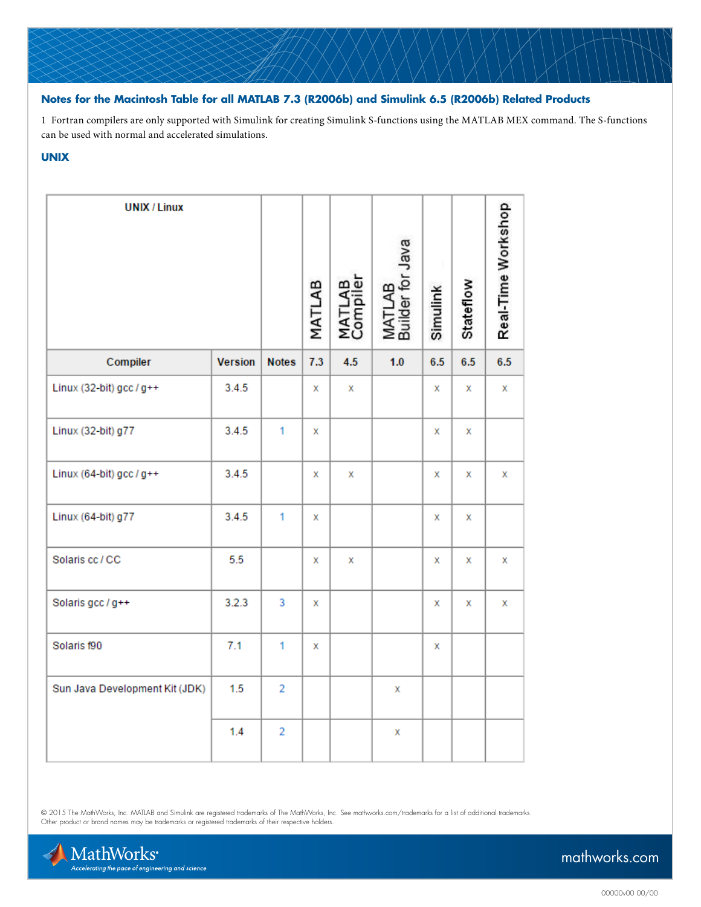### Notes for the Macintosh Table for all MATLAB 7.3 (R2006b) and Simulink 6.5 (R2006b) Related Products

1 Fortran compilers are only supported with Simulink for creating Simulink S-functions using the MATLAB MEX command. The S-functions can be used with normal and accelerated simulations.

### UNIX

| UNIX / Linux | | | MATLAB | MATLAB Compiler | MATLAB Builder for Java | Simulink | Stateflow | Real-Time Workshop |
|---|---|---|---|---|---|---|---|---|
| Compiler | Version | Notes | 7.3 | 4.5 | 1.0 | 6.5 | 6.5 | 6.5 |
| Linux (32-bit) gcc / g++ | 3.4.5 | | x | x | | x | x | x |
| Linux (32-bit) g77 | 3.4.5 | 1 | x | | | x | x | |
| Linux (64-bit) gcc / g++ | 3.4.5 | | x | x | | x | x | x |
| Linux (64-bit) g77 | 3.4.5 | 1 | x | | | x | x | |
| Solaris cc / CC | 5.5 | | x | x | | x | x | x |
| Solaris gcc / g++ | 3.2.3 | 3 | x | | | x | x | x |
| Solaris f90 | 7.1 | 1 | x | | | x | | |
| Sun Java Development Kit (JDK) | 1.5 | 2 | | | x | | | |
| | 1.4 | 2 | | | x | | | |

© 2015 The MathWorks, Inc. MATLAB and Simulink are registered trademarks of The MathWorks, Inc. See mathworks.com/trademarks for a list of additional trademarks. Other product or brand names may be trademarks or registered trademarks of their respective holders.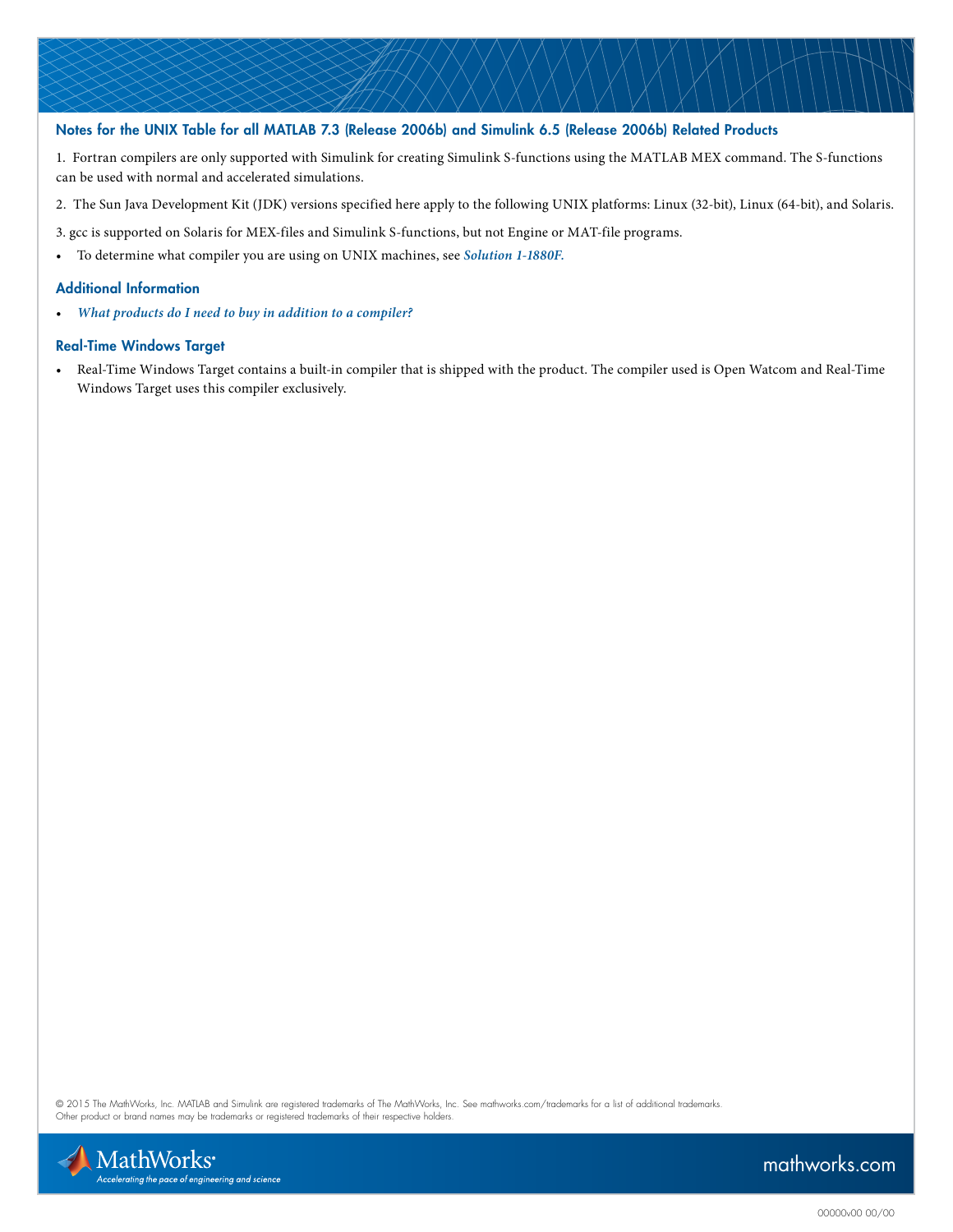## Notes for the UNIX Table for all MATLAB 7.3 (Release 2006b) and Simulink 6.5 (Release 2006b) Related Products

1. Fortran compilers are only supported with Simulink for creating Simulink S-functions using the MATLAB MEX command. The S-functions can be used with normal and accelerated simulations.

2. The Sun Java Development Kit (JDK) versions specified here apply to the following UNIX platforms: Linux (32-bit), Linux (64-bit), and Solaris.

3. gcc is supported on Solaris for MEX-files and Simulink S-functions, but not Engine or MAT-file programs.

- To determine what compiler you are using on UNIX machines, see ***Solution 1-1880F.***

## Additional Information

- ***What products do I need to buy in addition to a compiler?***

## Real-Time Windows Target

- Real-Time Windows Target contains a built-in compiler that is shipped with the product. The compiler used is Open Watcom and Real-Time Windows Target uses this compiler exclusively.

© 2015 The MathWorks, Inc. MATLAB and Simulink are registered trademarks of The MathWorks, Inc. See mathworks.com/trademarks for a list of additional trademarks.
Other product or brand names may be trademarks or registered trademarks of their respective holders.

MathWorks
*Accelerating the pace of engineering and science*

mathworks.com

00000v00 00/00